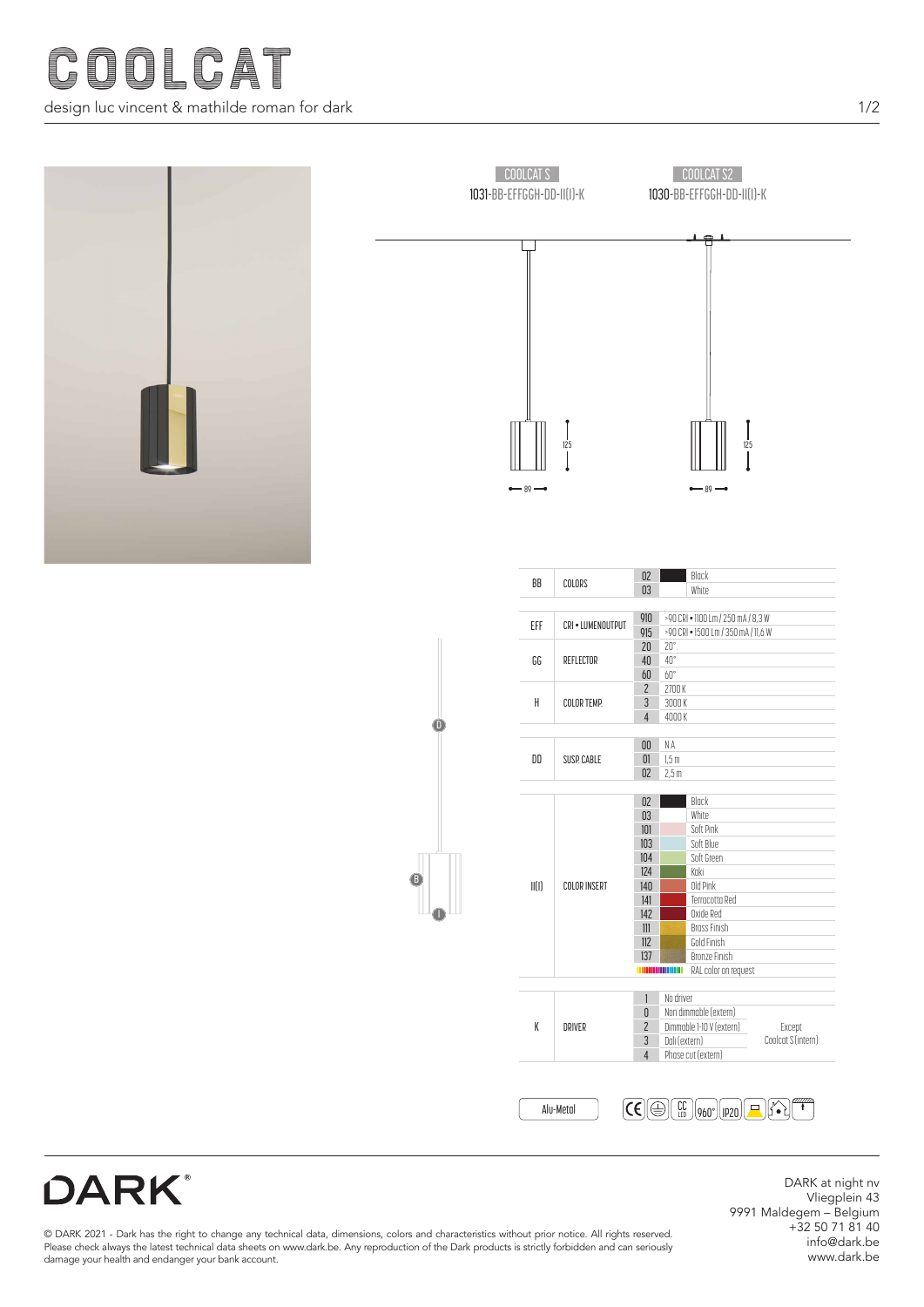# COOLCAT

design luc vincent & mathilde roman for dark

COOLCAT S
1031-BB-EFFGGH-DD-II(I)-K

COOLCAT S2
1030-BB-EFFGGH-DD-II(I)-K

125

89

| Code | Option | Value | Description |
|---|---|---|---|
| BB | COLORS | 02 | Black |
| | | 03 | White |
| EFF | CRI • LUMENOUTPUT | 910 | >90 CRI • 1100 Lm / 250 mA / 8,3 W |
| | | 915 | >90 CRI • 1500 Lm / 350 mA / 11,6 W |
| GG | REFLECTOR | 20 | 20° |
| | | 40 | 40° |
| | | 60 | 60° |
| H | COLOR TEMP. | 2 | 2700 K |
| | | 3 | 3000 K |
| | | 4 | 4000 K |
| DD | SUSP. CABLE | 00 | N.A. |
| | | 01 | 1,5 m |
| | | 02 | 2,5 m |
| II(I) | COLOR INSERT | 02 | Black |
| | | 03 | White |
| | | 101 | Soft Pink |
| | | 103 | Soft Blue |
| | | 104 | Soft Green |
| | | 124 | Kaki |
| | | 140 | Old Pink |
| | | 141 | Terracotta Red |
| | | 142 | Oxide Red |
| | | 111 | Brass Finish |
| | | 112 | Gold Finish |
| | | 137 | Bronze Finish |
| | | | RAL color on request |
| K | DRIVER | 1 | No driver |
| | | 0 | Non dimmable (extern) |
| | | 2 | Dimmable 1-10 V (extern) — Except Coolcat S (intern) |
| | | 3 | Dali (extern) |
| | | 4 | Phase cut (extern) |

Alu-Metal

CE · CC LED · 960° · IP20

DARK

© DARK 2021 - Dark has the right to change any technical data, dimensions, colors and characteristics without prior notice. All rights reserved. Please check always the latest technical data sheets on www.dark.be. Any reproduction of the Dark products is strictly forbidden and can seriously damage your health and endanger your bank account.

DARK at night nv
Vliegplein 43
9991 Maldegem – Belgium
+32 50 71 81 40
info@dark.be
www.dark.be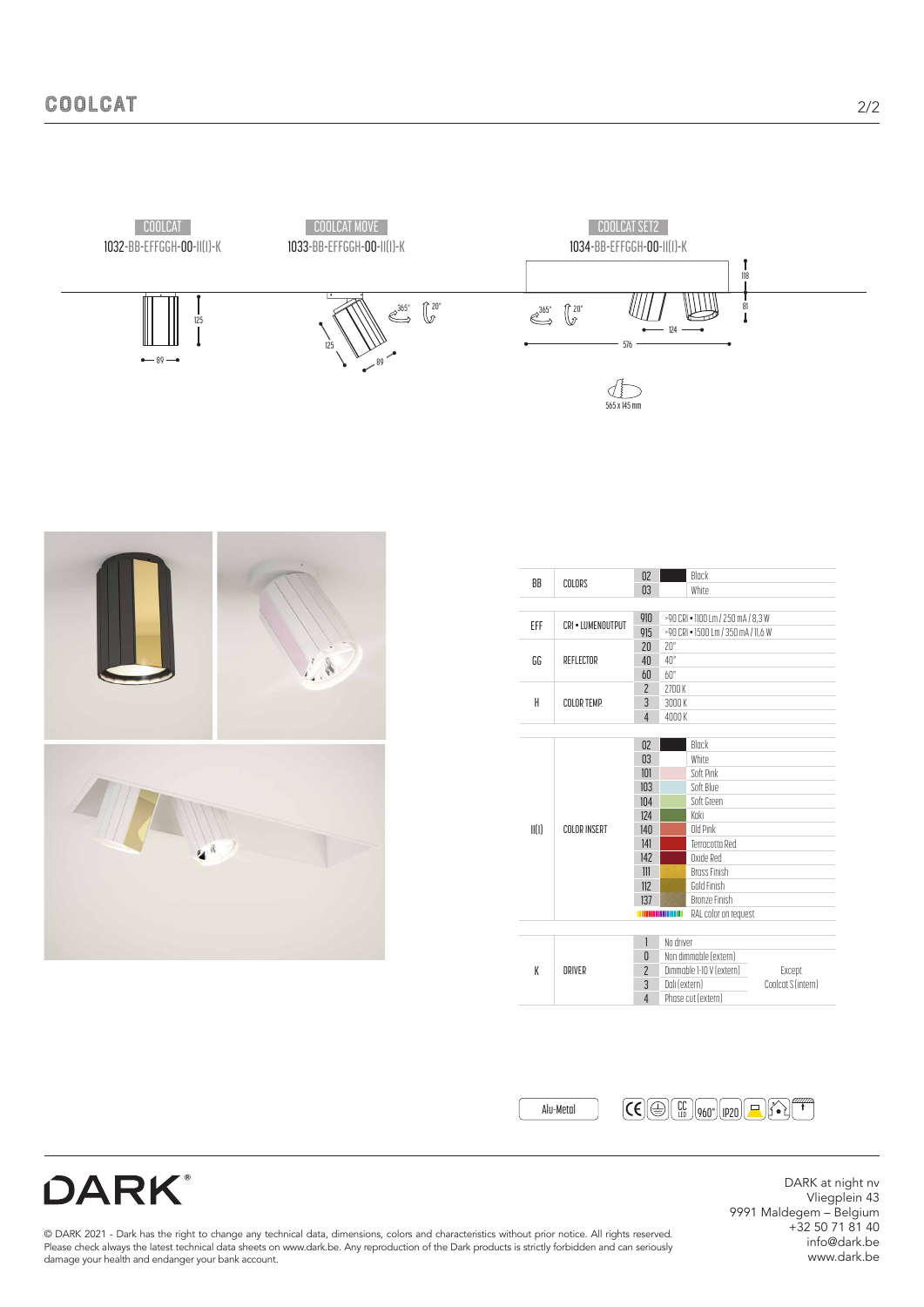COOLCAT
1032-BB-EFFGGH-00-II(I)-K

COOLCAT MOVE
1033-BB-EFFGGH-00-II(I)-K

COOLCAT SET2
1034-BB-EFFGGH-00-II(I)-K

125
89
125
89
365°
20°
365°
20°
118
81
124
576
565 x 145 mm

| | | | | |
|---|---|---|---|---|
| BB | COLORS | 02 | Black | |
| | | 03 | White | |
| EFF | CRI • LUMENOUTPUT | 910 | >90 CRI • 1100 Lm / 250 mA / 8,3 W | |
| | | 915 | >90 CRI • 1500 Lm / 350 mA / 11,6 W | |
| GG | REFLECTOR | 20 | 20° | |
| | | 40 | 40° | |
| | | 60 | 60° | |
| H | COLOR TEMP. | 2 | 2700 K | |
| | | 3 | 3000 K | |
| | | 4 | 4000 K | |
| II(I) | COLOR INSERT | 02 | Black | |
| | | 03 | White | |
| | | 101 | Soft Pink | |
| | | 103 | Soft Blue | |
| | | 104 | Soft Green | |
| | | 124 | Kaki | |
| | | 140 | Old Pink | |
| | | 141 | Terracotta Red | |
| | | 142 | Oxide Red | |
| | | 111 | Brass Finish | |
| | | 112 | Gold Finish | |
| | | 137 | Bronze Finish | |
| | | | RAL color on request | |
| K | DRIVER | 1 | No driver | |
| | | 0 | Non dimmable (extern) | |
| | | 2 | Dimmable 1-10 V (extern) | Except Coolcat S (intern) |
| | | 3 | Dali (extern) | |
| | | 4 | Phase cut (extern) | |

Alu-Metal

CC LED 960° IP20

DARK®

© DARK 2021 - Dark has the right to change any technical data, dimensions, colors and characteristics without prior notice. All rights reserved. Please check always the latest technical data sheets on www.dark.be. Any reproduction of the Dark products is strictly forbidden and can seriously damage your health and endanger your bank account.

DARK at night nv
Vliegplein 43
9991 Maldegem – Belgium
+32 50 71 81 40
info@dark.be
www.dark.be